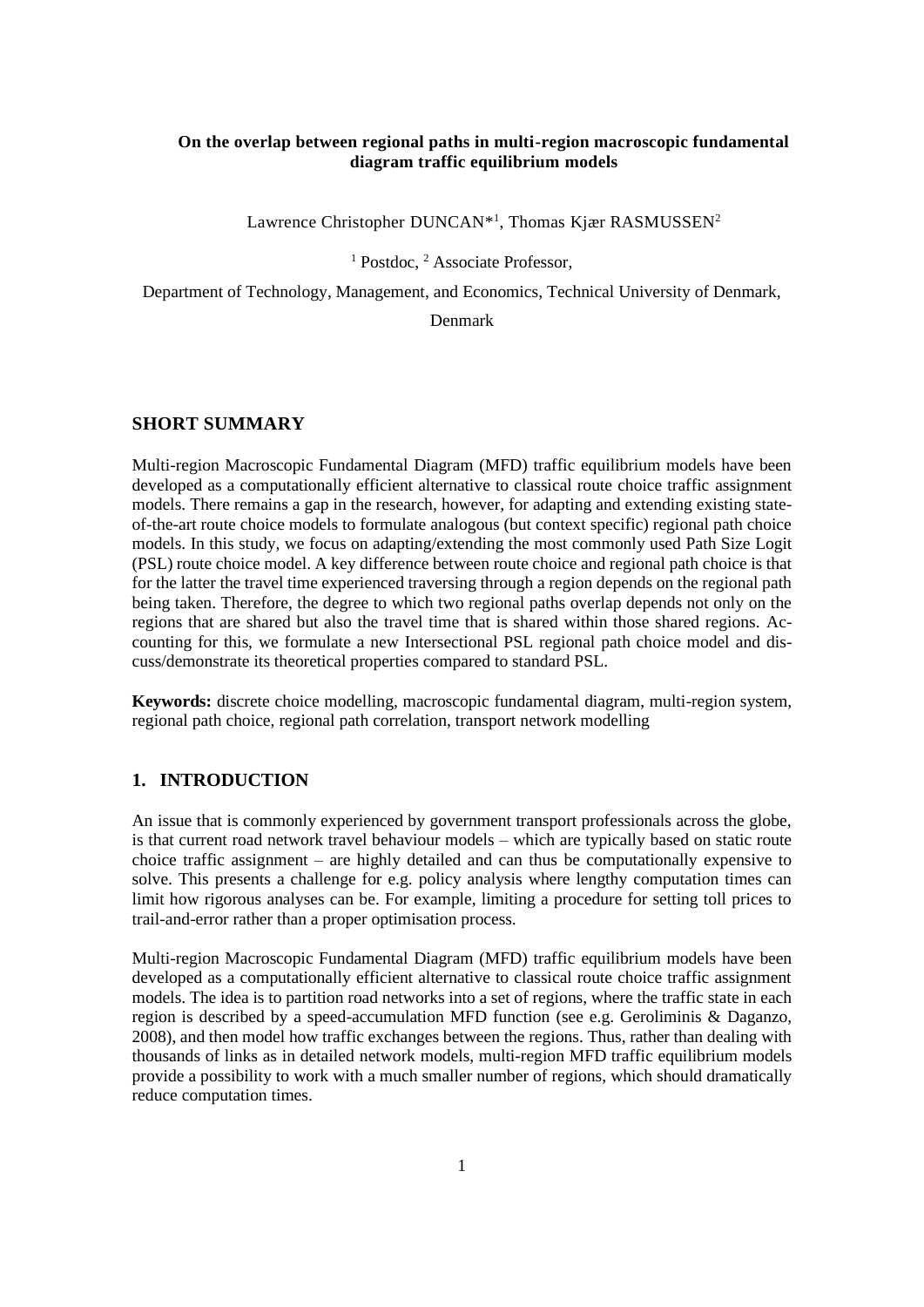**On the overlap between regional paths in multi-region macroscopic fundamental diagram traffic equilibrium models**

Lawrence Christopher DUNCAN*[1], Thomas Kjær RASMUSSEN[2]

[1] Postdoc, [2] Associate Professor,

Department of Technology, Management, and Economics, Technical University of Denmark, Denmark

## SHORT SUMMARY

Multi-region Macroscopic Fundamental Diagram (MFD) traffic equilibrium models have been developed as a computationally efficient alternative to classical route choice traffic assignment models. There remains a gap in the research, however, for adapting and extending existing state-of-the-art route choice models to formulate analogous (but context specific) regional path choice models. In this study, we focus on adapting/extending the most commonly used Path Size Logit (PSL) route choice model. A key difference between route choice and regional path choice is that for the latter the travel time experienced traversing through a region depends on the regional path being taken. Therefore, the degree to which two regional paths overlap depends not only on the regions that are shared but also the travel time that is shared within those shared regions. Accounting for this, we formulate a new Intersectional PSL regional path choice model and discuss/demonstrate its theoretical properties compared to standard PSL.

**Keywords:** discrete choice modelling, macroscopic fundamental diagram, multi-region system, regional path choice, regional path correlation, transport network modelling

## 1. INTRODUCTION

An issue that is commonly experienced by government transport professionals across the globe, is that current road network travel behaviour models – which are typically based on static route choice traffic assignment – are highly detailed and can thus be computationally expensive to solve. This presents a challenge for e.g. policy analysis where lengthy computation times can limit how rigorous analyses can be. For example, limiting a procedure for setting toll prices to trail-and-error rather than a proper optimisation process.

Multi-region Macroscopic Fundamental Diagram (MFD) traffic equilibrium models have been developed as a computationally efficient alternative to classical route choice traffic assignment models. The idea is to partition road networks into a set of regions, where the traffic state in each region is described by a speed-accumulation MFD function (see e.g. Geroliminis & Daganzo, 2008), and then model how traffic exchanges between the regions. Thus, rather than dealing with thousands of links as in detailed network models, multi-region MFD traffic equilibrium models provide a possibility to work with a much smaller number of regions, which should dramatically reduce computation times.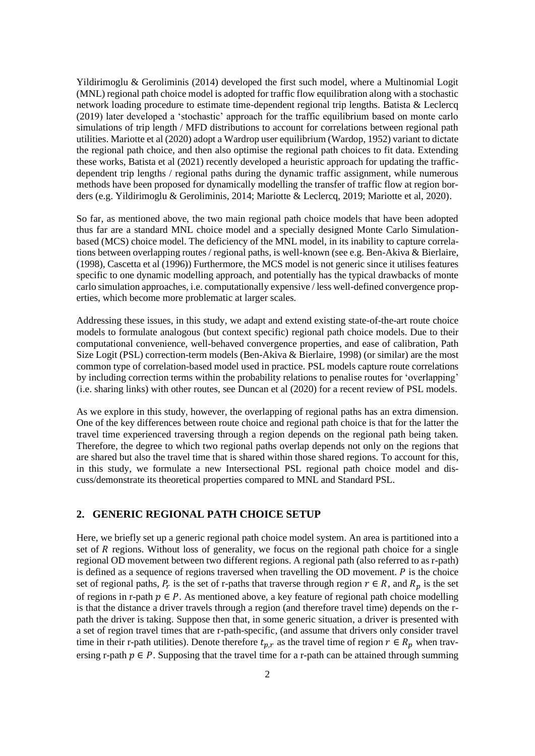Yildirimoglu & Geroliminis (2014) developed the first such model, where a Multinomial Logit (MNL) regional path choice model is adopted for traffic flow equilibration along with a stochastic network loading procedure to estimate time-dependent regional trip lengths. Batista & Leclercq (2019) later developed a 'stochastic' approach for the traffic equilibrium based on monte carlo simulations of trip length / MFD distributions to account for correlations between regional path utilities. Mariotte et al (2020) adopt a Wardrop user equilibrium (Wardop, 1952) variant to dictate the regional path choice, and then also optimise the regional path choices to fit data. Extending these works, Batista et al (2021) recently developed a heuristic approach for updating the traffic-dependent trip lengths / regional paths during the dynamic traffic assignment, while numerous methods have been proposed for dynamically modelling the transfer of traffic flow at region borders (e.g. Yildirimoglu & Geroliminis, 2014; Mariotte & Leclercq, 2019; Mariotte et al, 2020).

So far, as mentioned above, the two main regional path choice models that have been adopted thus far are a standard MNL choice model and a specially designed Monte Carlo Simulation-based (MCS) choice model. The deficiency of the MNL model, in its inability to capture correlations between overlapping routes / regional paths, is well-known (see e.g. Ben-Akiva & Bierlaire, (1998), Cascetta et al (1996)) Furthermore, the MCS model is not generic since it utilises features specific to one dynamic modelling approach, and potentially has the typical drawbacks of monte carlo simulation approaches, i.e. computationally expensive / less well-defined convergence properties, which become more problematic at larger scales.

Addressing these issues, in this study, we adapt and extend existing state-of-the-art route choice models to formulate analogous (but context specific) regional path choice models. Due to their computational convenience, well-behaved convergence properties, and ease of calibration, Path Size Logit (PSL) correction-term models (Ben-Akiva & Bierlaire, 1998) (or similar) are the most common type of correlation-based model used in practice. PSL models capture route correlations by including correction terms within the probability relations to penalise routes for 'overlapping' (i.e. sharing links) with other routes, see Duncan et al (2020) for a recent review of PSL models.

As we explore in this study, however, the overlapping of regional paths has an extra dimension. One of the key differences between route choice and regional path choice is that for the latter the travel time experienced traversing through a region depends on the regional path being taken. Therefore, the degree to which two regional paths overlap depends not only on the regions that are shared but also the travel time that is shared within those shared regions. To account for this, in this study, we formulate a new Intersectional PSL regional path choice model and discuss/demonstrate its theoretical properties compared to MNL and Standard PSL.

## 2. GENERIC REGIONAL PATH CHOICE SETUP

Here, we briefly set up a generic regional path choice model system. An area is partitioned into a set of $R$ regions. Without loss of generality, we focus on the regional path choice for a single regional OD movement between two different regions. A regional path (also referred to as r-path) is defined as a sequence of regions traversed when travelling the OD movement. $P$ is the choice set of regional paths, $P_r$ is the set of r-paths that traverse through region $r \in R$, and $R_p$ is the set of regions in r-path $p \in P$. As mentioned above, a key feature of regional path choice modelling is that the distance a driver travels through a region (and therefore travel time) depends on the r-path the driver is taking. Suppose then that, in some generic situation, a driver is presented with a set of region travel times that are r-path-specific, (and assume that drivers only consider travel time in their r-path utilities). Denote therefore $t_{p,r}$ as the travel time of region $r \in R_p$ when traversing r-path $p \in P$. Supposing that the travel time for a r-path can be attained through summing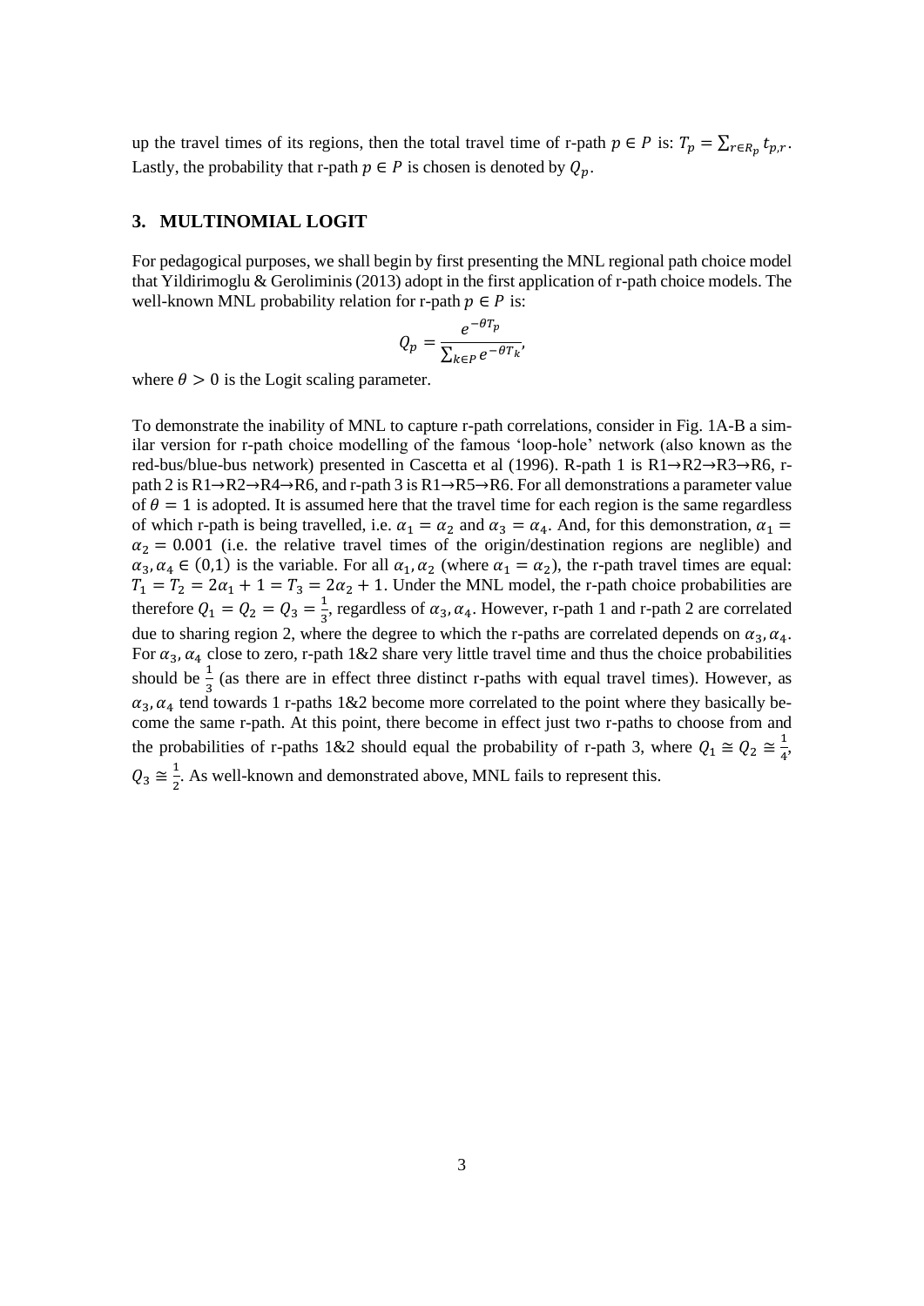up the travel times of its regions, then the total travel time of r-path $p \in P$ is: $T_p = \sum_{r \in R_p} t_{p,r}$. Lastly, the probability that r-path $p \in P$ is chosen is denoted by $Q_p$.

## 3. MULTINOMIAL LOGIT

For pedagogical purposes, we shall begin by first presenting the MNL regional path choice model that Yildirimoglu & Geroliminis (2013) adopt in the first application of r-path choice models. The well-known MNL probability relation for r-path $p \in P$ is:

$$Q_p = \frac{e^{-\theta T_p}}{\sum_{k \in P} e^{-\theta T_k}},$$

where $\theta > 0$ is the Logit scaling parameter.

To demonstrate the inability of MNL to capture r-path correlations, consider in Fig. 1A-B a similar version for r-path choice modelling of the famous 'loop-hole' network (also known as the red-bus/blue-bus network) presented in Cascetta et al (1996). R-path 1 is R1→R2→R3→R6, r-path 2 is R1→R2→R4→R6, and r-path 3 is R1→R5→R6. For all demonstrations a parameter value of $\theta = 1$ is adopted. It is assumed here that the travel time for each region is the same regardless of which r-path is being travelled, i.e. $\alpha_1 = \alpha_2$ and $\alpha_3 = \alpha_4$. And, for this demonstration, $\alpha_1 = \alpha_2 = 0.001$ (i.e. the relative travel times of the origin/destination regions are neglible) and $\alpha_3, \alpha_4 \in (0,1)$ is the variable. For all $\alpha_1, \alpha_2$ (where $\alpha_1 = \alpha_2$), the r-path travel times are equal: $T_1 = T_2 = 2\alpha_1 + 1 = T_3 = 2\alpha_2 + 1$. Under the MNL model, the r-path choice probabilities are therefore $Q_1 = Q_2 = Q_3 = \frac{1}{3}$, regardless of $\alpha_3, \alpha_4$. However, r-path 1 and r-path 2 are correlated due to sharing region 2, where the degree to which the r-paths are correlated depends on $\alpha_3, \alpha_4$. For $\alpha_3, \alpha_4$ close to zero, r-path 1&2 share very little travel time and thus the choice probabilities should be $\frac{1}{3}$ (as there are in effect three distinct r-paths with equal travel times). However, as $\alpha_3, \alpha_4$ tend towards 1 r-paths 1&2 become more correlated to the point where they basically become the same r-path. At this point, there become in effect just two r-paths to choose from and the probabilities of r-paths 1&2 should equal the probability of r-path 3, where $Q_1 \cong Q_2 \cong \frac{1}{4}$, $Q_3 \cong \frac{1}{2}$. As well-known and demonstrated above, MNL fails to represent this.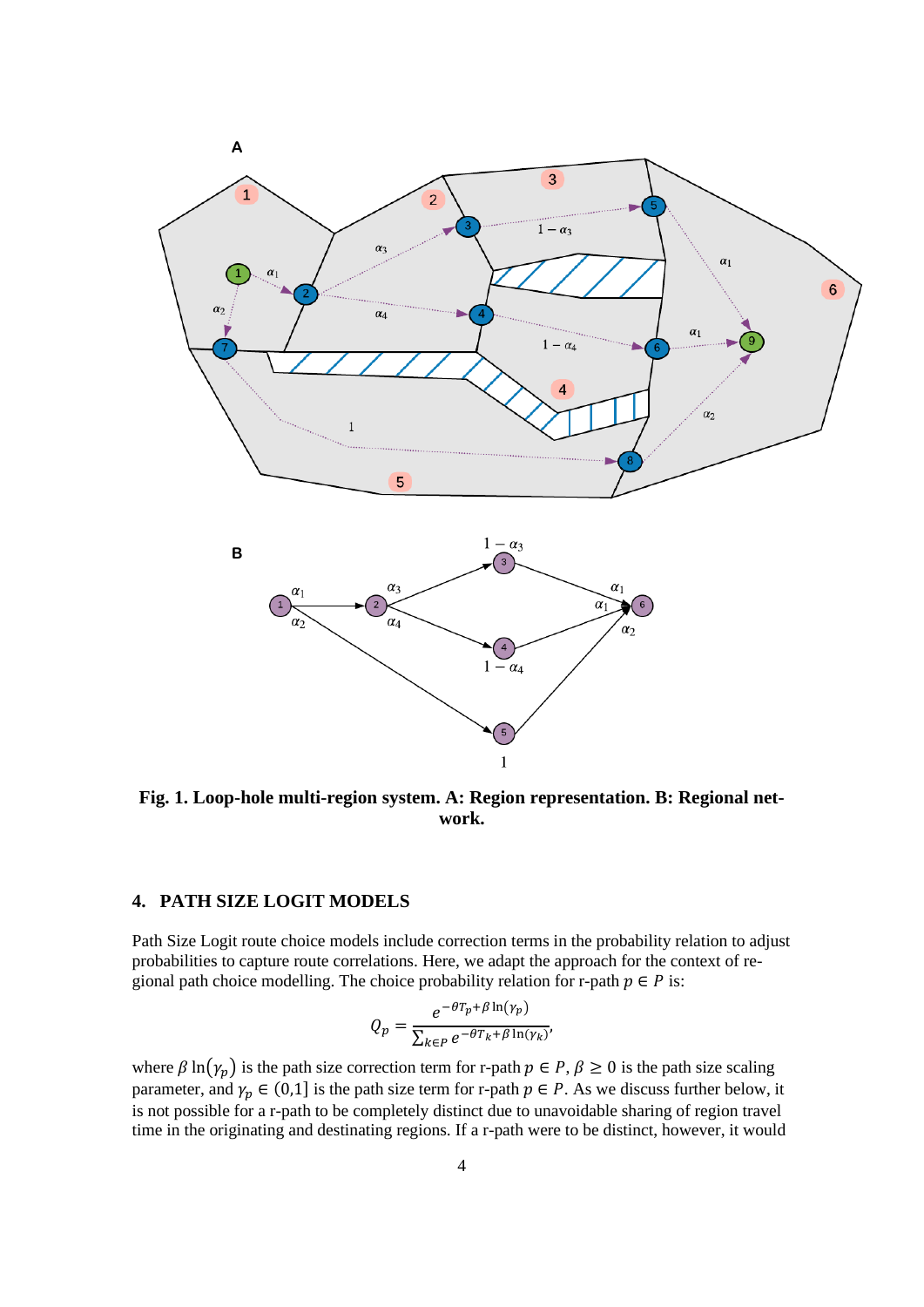A

1

2

3

6

4

5

$\alpha_1$ $\alpha_2$ $\alpha_3$ $\alpha_4$ $1-\alpha_3$ $1-\alpha_4$ $\alpha_1$ $\alpha_1$ $\alpha_2$ 1

B

$1-\alpha_3$

$\alpha_1$ $\alpha_3$ $\alpha_1$ $\alpha_1$

$\alpha_2$ $\alpha_4$ $\alpha_2$

$1-\alpha_4$

1

**Fig. 1. Loop-hole multi-region system. A: Region representation. B: Regional network.**

## 4. PATH SIZE LOGIT MODELS

Path Size Logit route choice models include correction terms in the probability relation to adjust probabilities to capture route correlations. Here, we adapt the approach for the context of regional path choice modelling. The choice probability relation for r-path $p \in P$ is:

$$Q_p = \frac{e^{-\theta T_p + \beta \ln(\gamma_p)}}{\sum_{k \in P} e^{-\theta T_k + \beta \ln(\gamma_k)}},$$

where $\beta \ln(\gamma_p)$ is the path size correction term for r-path $p \in P$, $\beta \geq 0$ is the path size scaling parameter, and $\gamma_p \in (0,1]$ is the path size term for r-path $p \in P$. As we discuss further below, it is not possible for a r-path to be completely distinct due to unavoidable sharing of region travel time in the originating and destinating regions. If a r-path were to be distinct, however, it would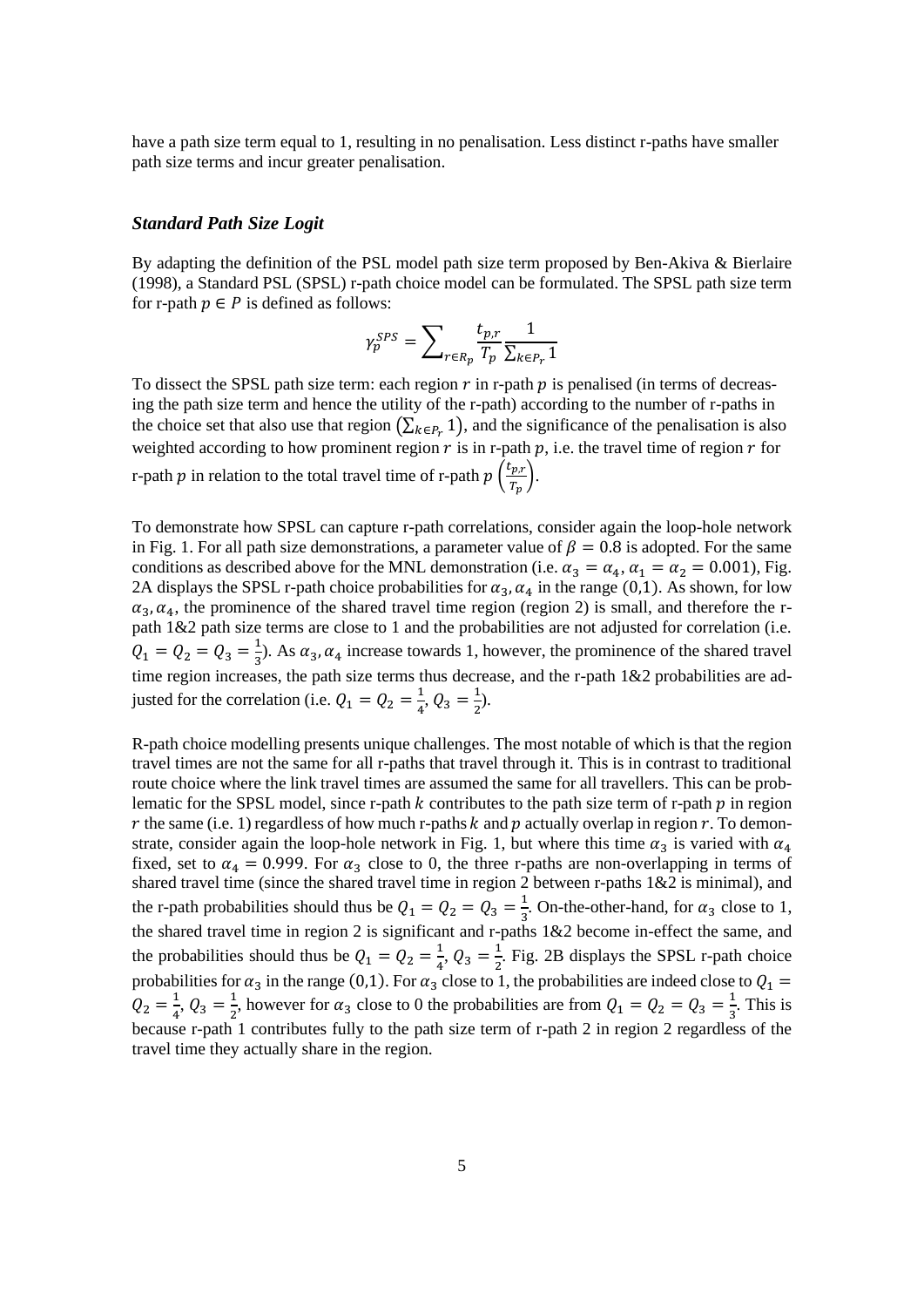have a path size term equal to 1, resulting in no penalisation. Less distinct r-paths have smaller path size terms and incur greater penalisation.

### *Standard Path Size Logit*

By adapting the definition of the PSL model path size term proposed by Ben-Akiva & Bierlaire (1998), a Standard PSL (SPSL) r-path choice model can be formulated. The SPSL path size term for r-path $p \in P$ is defined as follows:

$$\gamma_p^{SPS} = \sum\nolimits_{r \in R_p} \frac{t_{p,r}}{T_p} \frac{1}{\sum_{k \in P_r} 1}$$

To dissect the SPSL path size term: each region $r$ in r-path $p$ is penalised (in terms of decreasing the path size term and hence the utility of the r-path) according to the number of r-paths in the choice set that also use that region $\left(\sum_{k \in P_r} 1\right)$, and the significance of the penalisation is also weighted according to how prominent region $r$ is in r-path $p$, i.e. the travel time of region $r$ for r-path $p$ in relation to the total travel time of r-path $p$ $\left(\frac{t_{p,r}}{T_p}\right)$.

To demonstrate how SPSL can capture r-path correlations, consider again the loop-hole network in Fig. 1. For all path size demonstrations, a parameter value of $\beta = 0.8$ is adopted. For the same conditions as described above for the MNL demonstration (i.e. $\alpha_3 = \alpha_4, \alpha_1 = \alpha_2 = 0.001$), Fig. 2A displays the SPSL r-path choice probabilities for $\alpha_3, \alpha_4$ in the range $(0,1)$. As shown, for low $\alpha_3, \alpha_4$, the prominence of the shared travel time region (region 2) is small, and therefore the r-path 1&2 path size terms are close to 1 and the probabilities are not adjusted for correlation (i.e. $Q_1 = Q_2 = Q_3 = \frac{1}{3}$). As $\alpha_3, \alpha_4$ increase towards 1, however, the prominence of the shared travel time region increases, the path size terms thus decrease, and the r-path 1&2 probabilities are adjusted for the correlation (i.e. $Q_1 = Q_2 = \frac{1}{4}, Q_3 = \frac{1}{2}$).

R-path choice modelling presents unique challenges. The most notable of which is that the region travel times are not the same for all r-paths that travel through it. This is in contrast to traditional route choice where the link travel times are assumed the same for all travellers. This can be problematic for the SPSL model, since r-path $k$ contributes to the path size term of r-path $p$ in region $r$ the same (i.e. 1) regardless of how much r-paths $k$ and $p$ actually overlap in region $r$. To demonstrate, consider again the loop-hole network in Fig. 1, but where this time $\alpha_3$ is varied with $\alpha_4$ fixed, set to $\alpha_4 = 0.999$. For $\alpha_3$ close to 0, the three r-paths are non-overlapping in terms of shared travel time (since the shared travel time in region 2 between r-paths 1&2 is minimal), and the r-path probabilities should thus be $Q_1 = Q_2 = Q_3 = \frac{1}{3}$. On-the-other-hand, for $\alpha_3$ close to 1, the shared travel time in region 2 is significant and r-paths 1&2 become in-effect the same, and the probabilities should thus be $Q_1 = Q_2 = \frac{1}{4}, Q_3 = \frac{1}{2}$. Fig. 2B displays the SPSL r-path choice probabilities for $\alpha_3$ in the range $(0,1)$. For $\alpha_3$ close to 1, the probabilities are indeed close to $Q_1 = Q_2 = \frac{1}{4}, Q_3 = \frac{1}{2}$, however for $\alpha_3$ close to 0 the probabilities are from $Q_1 = Q_2 = Q_3 = \frac{1}{3}$. This is because r-path 1 contributes fully to the path size term of r-path 2 in region 2 regardless of the travel time they actually share in the region.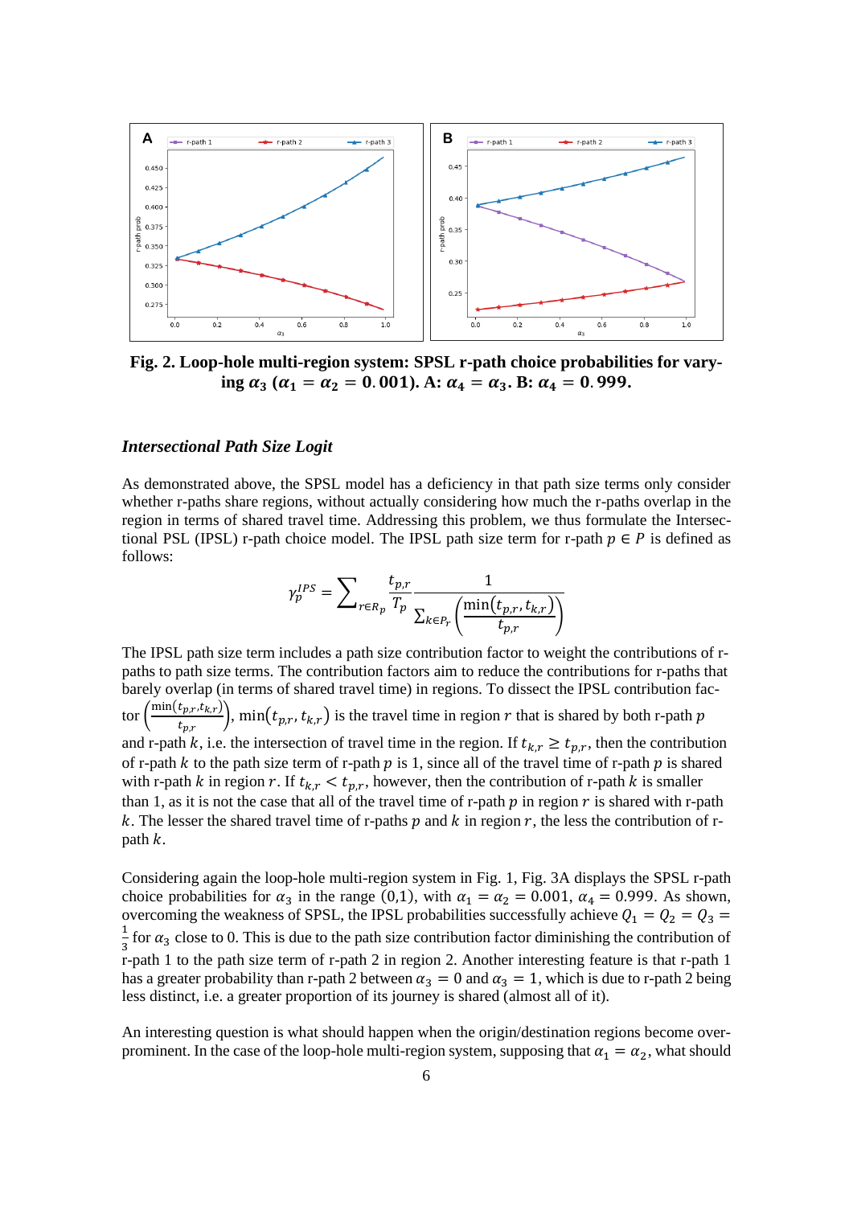A

r-path 1 r-path 2 r-path 3

r-path prob

0.450
0.425
0.400
0.375
0.350
0.325
0.300
0.275

0.0 0.2 0.4 0.6 0.8 1.0

$\alpha_3$

B

r-path 1 r-path 2 r-path 3

r-path prob

0.45
0.40
0.35
0.30
0.25

0.0 0.2 0.4 0.6 0.8 1.0

$\alpha_3$

**Fig. 2. Loop-hole multi-region system: SPSL r-path choice probabilities for varying $\alpha_3$ ($\alpha_1 = \alpha_2 = 0.001$). A: $\alpha_4 = \alpha_3$. B: $\alpha_4 = 0.999$.**

### *Intersectional Path Size Logit*

As demonstrated above, the SPSL model has a deficiency in that path size terms only consider whether r-paths share regions, without actually considering how much the r-paths overlap in the region in terms of shared travel time. Addressing this problem, we thus formulate the Intersectional PSL (IPSL) r-path choice model. The IPSL path size term for r-path $p \in P$ is defined as follows:

$$\gamma_p^{IPS} = \sum_{r \in R_p} \frac{t_{p,r}}{T_p} \frac{1}{\sum_{k \in P_r} \left( \frac{\min(t_{p,r}, t_{k,r})}{t_{p,r}} \right)}$$

The IPSL path size term includes a path size contribution factor to weight the contributions of r-paths to path size terms. The contribution factors aim to reduce the contributions for r-paths that barely overlap (in terms of shared travel time) in regions. To dissect the IPSL contribution factor $\left( \frac{\min(t_{p,r}, t_{k,r})}{t_{p,r}} \right)$, $\min(t_{p,r}, t_{k,r})$ is the travel time in region $r$ that is shared by both r-path $p$ and r-path $k$, i.e. the intersection of travel time in the region. If $t_{k,r} \geq t_{p,r}$, then the contribution of r-path $k$ to the path size term of r-path $p$ is 1, since all of the travel time of r-path $p$ is shared with r-path $k$ in region $r$. If $t_{k,r} < t_{p,r}$, however, then the contribution of r-path $k$ is smaller than 1, as it is not the case that all of the travel time of r-path $p$ in region $r$ is shared with r-path $k$. The lesser the shared travel time of r-paths $p$ and $k$ in region $r$, the less the contribution of r-path $k$.

Considering again the loop-hole multi-region system in Fig. 1, Fig. 3A displays the SPSL r-path choice probabilities for $\alpha_3$ in the range (0,1), with $\alpha_1 = \alpha_2 = 0.001$, $\alpha_4 = 0.999$. As shown, overcoming the weakness of SPSL, the IPSL probabilities successfully achieve $Q_1 = Q_2 = Q_3 = \frac{1}{3}$ for $\alpha_3$ close to 0. This is due to the path size contribution factor diminishing the contribution of r-path 1 to the path size term of r-path 2 in region 2. Another interesting feature is that r-path 1 has a greater probability than r-path 2 between $\alpha_3 = 0$ and $\alpha_3 = 1$, which is due to r-path 2 being less distinct, i.e. a greater proportion of its journey is shared (almost all of it).

An interesting question is what should happen when the origin/destination regions become over-prominent. In the case of the loop-hole multi-region system, supposing that $\alpha_1 = \alpha_2$, what should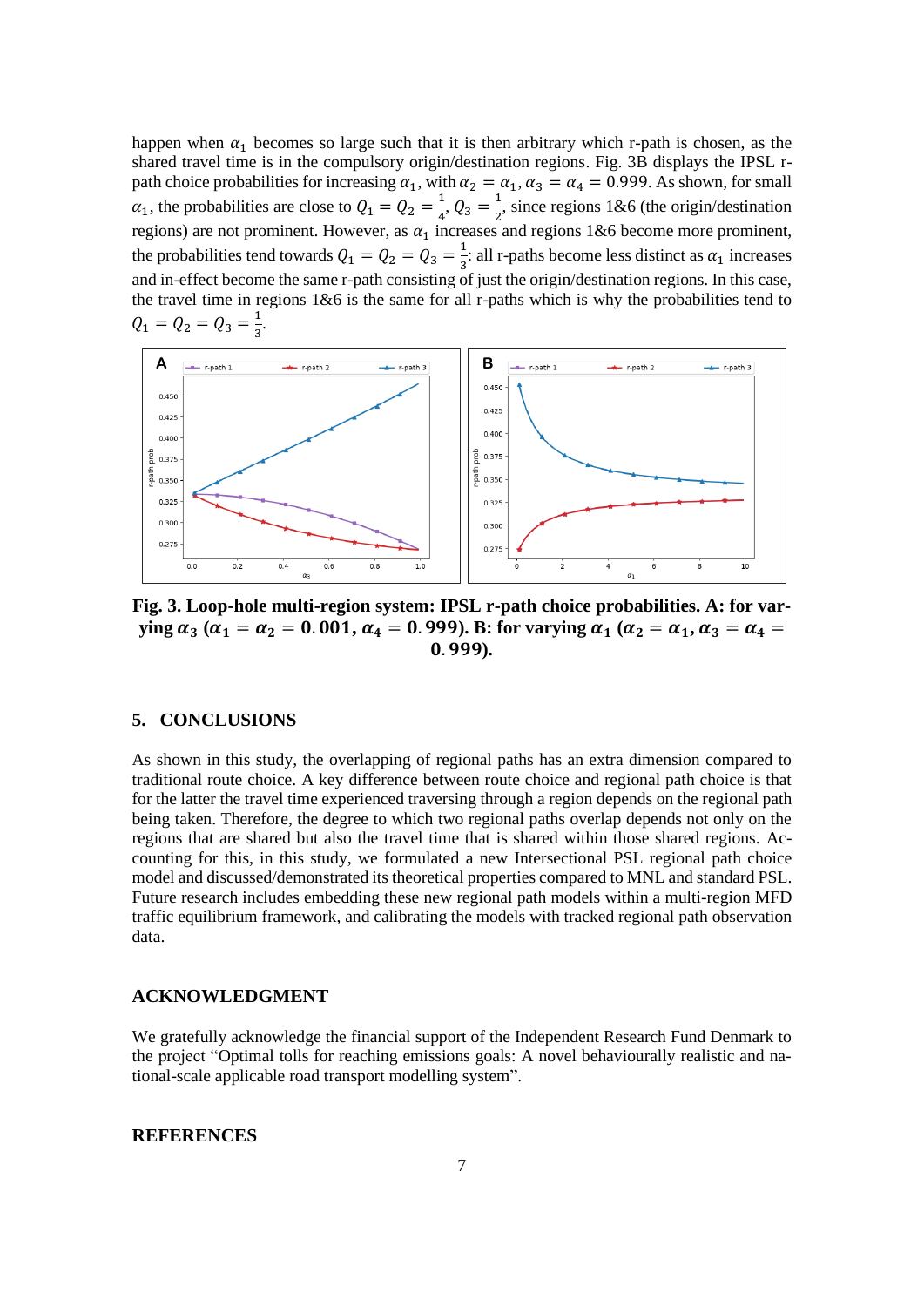happen when $\alpha_1$ becomes so large such that it is then arbitrary which r-path is chosen, as the shared travel time is in the compulsory origin/destination regions. Fig. 3B displays the IPSL r-path choice probabilities for increasing $\alpha_1$, with $\alpha_2 = \alpha_1, \alpha_3 = \alpha_4 = 0.999$. As shown, for small $\alpha_1$, the probabilities are close to $Q_1 = Q_2 = \frac{1}{4}, Q_3 = \frac{1}{2}$, since regions 1&6 (the origin/destination regions) are not prominent. However, as $\alpha_1$ increases and regions 1&6 become more prominent, the probabilities tend towards $Q_1 = Q_2 = Q_3 = \frac{1}{3}$: all r-paths become less distinct as $\alpha_1$ increases and in-effect become the same r-path consisting of just the origin/destination regions. In this case, the travel time in regions 1&6 is the same for all r-paths which is why the probabilities tend to $Q_1 = Q_2 = Q_3 = \frac{1}{3}$.

A
r-path 1
r-path 2
r-path 3
r-path prob
0.450
0.425
0.400
0.375
0.350
0.325
0.300
0.275
0.0
0.2
0.4
0.6
0.8
1.0
$\alpha_3$

B
r-path 1
r-path 2
r-path 3
r-path prob
0.450
0.425
0.400
0.375
0.350
0.325
0.300
0.275
0
2
4
6
8
10
$\alpha_1$

**Fig. 3. Loop-hole multi-region system: IPSL r-path choice probabilities. A: for varying $\alpha_3$ ($\alpha_1 = \alpha_2 = 0.001, \alpha_4 = 0.999$). B: for varying $\alpha_1$ ($\alpha_2 = \alpha_1, \alpha_3 = \alpha_4 = 0.999$).**

## 5. CONCLUSIONS

As shown in this study, the overlapping of regional paths has an extra dimension compared to traditional route choice. A key difference between route choice and regional path choice is that for the latter the travel time experienced traversing through a region depends on the regional path being taken. Therefore, the degree to which two regional paths overlap depends not only on the regions that are shared but also the travel time that is shared within those shared regions. Accounting for this, in this study, we formulated a new Intersectional PSL regional path choice model and discussed/demonstrated its theoretical properties compared to MNL and standard PSL. Future research includes embedding these new regional path models within a multi-region MFD traffic equilibrium framework, and calibrating the models with tracked regional path observation data.

## ACKNOWLEDGMENT

We gratefully acknowledge the financial support of the Independent Research Fund Denmark to the project "Optimal tolls for reaching emissions goals: A novel behaviourally realistic and national-scale applicable road transport modelling system".

## REFERENCES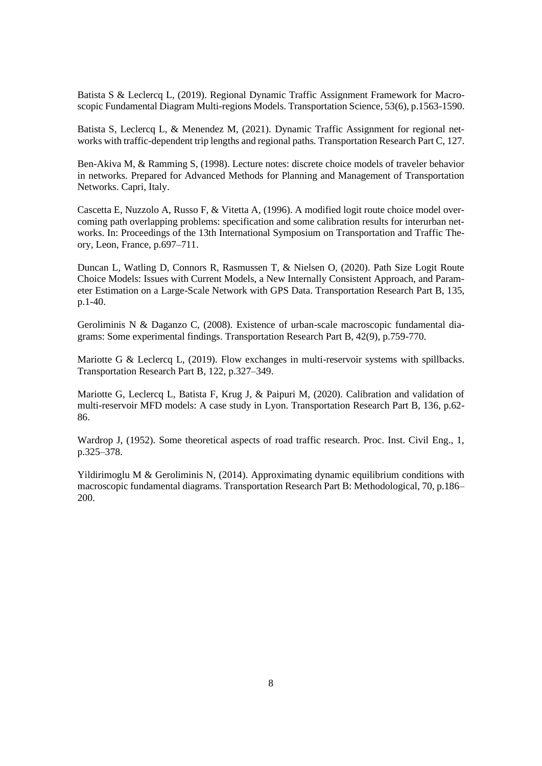Batista S & Leclercq L, (2019). Regional Dynamic Traffic Assignment Framework for Macroscopic Fundamental Diagram Multi-regions Models. Transportation Science, 53(6), p.1563-1590.

Batista S, Leclercq L, & Menendez M, (2021). Dynamic Traffic Assignment for regional networks with traffic-dependent trip lengths and regional paths. Transportation Research Part C, 127.

Ben-Akiva M, & Ramming S, (1998). Lecture notes: discrete choice models of traveler behavior in networks. Prepared for Advanced Methods for Planning and Management of Transportation Networks. Capri, Italy.

Cascetta E, Nuzzolo A, Russo F, & Vitetta A, (1996). A modified logit route choice model overcoming path overlapping problems: specification and some calibration results for interurban networks. In: Proceedings of the 13th International Symposium on Transportation and Traffic Theory, Leon, France, p.697–711.

Duncan L, Watling D, Connors R, Rasmussen T, & Nielsen O, (2020). Path Size Logit Route Choice Models: Issues with Current Models, a New Internally Consistent Approach, and Parameter Estimation on a Large-Scale Network with GPS Data. Transportation Research Part B, 135, p.1-40.

Geroliminis N & Daganzo C, (2008). Existence of urban-scale macroscopic fundamental diagrams: Some experimental findings. Transportation Research Part B, 42(9), p.759-770.

Mariotte G & Leclercq L, (2019). Flow exchanges in multi-reservoir systems with spillbacks. Transportation Research Part B, 122, p.327–349.

Mariotte G, Leclercq L, Batista F, Krug J, & Paipuri M, (2020). Calibration and validation of multi-reservoir MFD models: A case study in Lyon. Transportation Research Part B, 136, p.62-86.

Wardrop J, (1952). Some theoretical aspects of road traffic research. Proc. Inst. Civil Eng., 1, p.325–378.

Yildirimoglu M & Geroliminis N, (2014). Approximating dynamic equilibrium conditions with macroscopic fundamental diagrams. Transportation Research Part B: Methodological, 70, p.186–200.